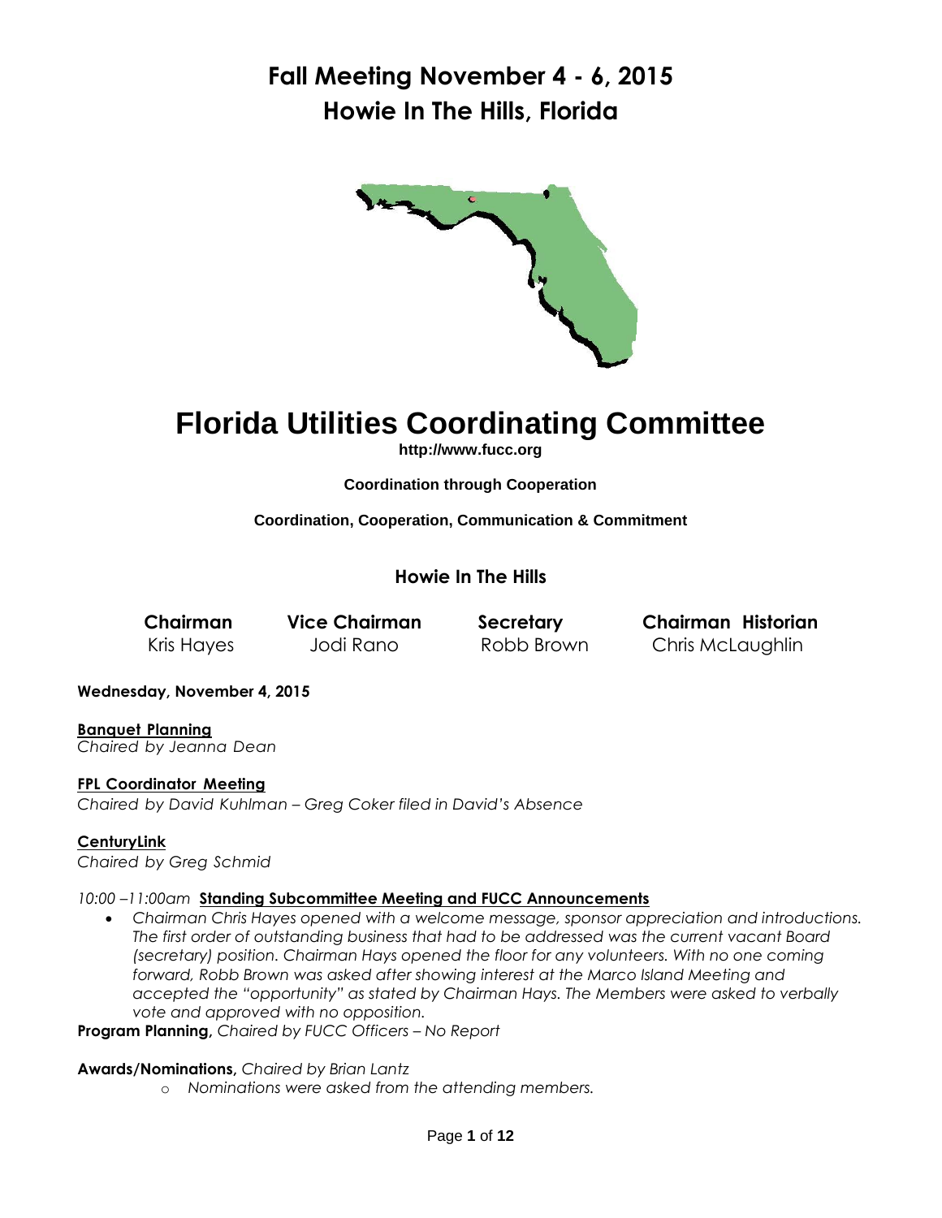# Fall Meeting November 4 - 6, 2015
# Howie In The Hills, Florida

# Florida Utilities Coordinating Committee

**http://www.fucc.org**

**Coordination through Cooperation**

**Coordination, Cooperation, Communication & Commitment**

### Howie In The Hills

| **Chairman** | **Vice Chairman** | **Secretary** | **Chairman Historian** |
|---|---|---|---|
| Kris Hayes | Jodi Rano | Robb Brown | Chris McLaughlin |

**Wednesday, November 4, 2015**

**Banquet Planning**
*Chaired by Jeanna Dean*

**FPL Coordinator Meeting**
*Chaired by David Kuhlman – Greg Coker filed in David's Absence*

**CenturyLink**
*Chaired by Greg Schmid*

*10:00 –11:00am* **Standing Subcommittee Meeting and FUCC Announcements**

- *Chairman Chris Hayes opened with a welcome message, sponsor appreciation and introductions. The first order of outstanding business that had to be addressed was the current vacant Board (secretary) position. Chairman Hays opened the floor for any volunteers. With no one coming forward, Robb Brown was asked after showing interest at the Marco Island Meeting and accepted the "opportunity" as stated by Chairman Hays. The Members were asked to verbally vote and approved with no opposition.*

**Program Planning,** *Chaired by FUCC Officers – No Report*

**Awards/Nominations,** *Chaired by Brian Lantz*

- *Nominations were asked from the attending members.*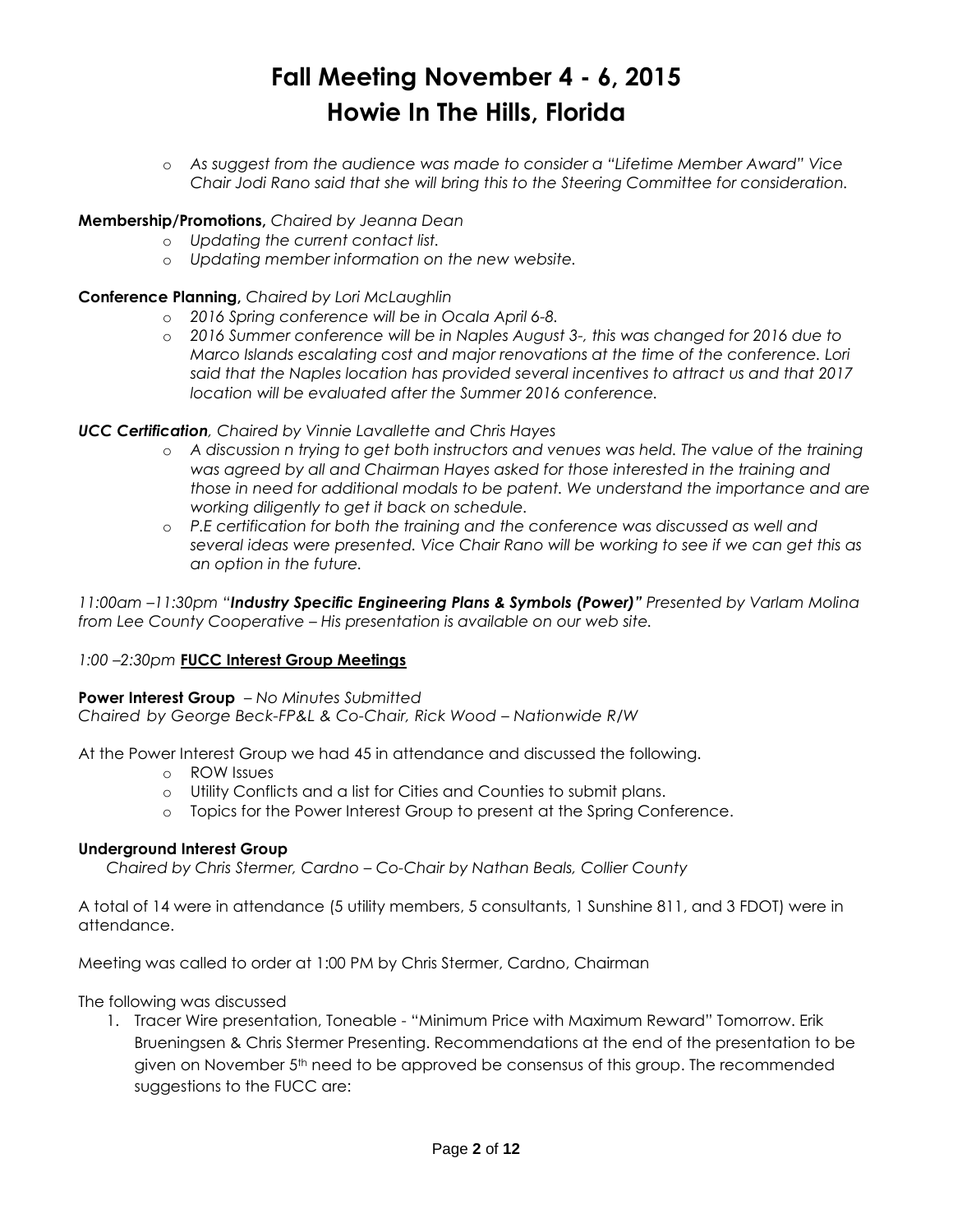# Fall Meeting November 4 - 6, 2015
# Howie In The Hills, Florida

- *As suggest from the audience was made to consider a "Lifetime Member Award" Vice Chair Jodi Rano said that she will bring this to the Steering Committee for consideration.*

**Membership/Promotions,** *Chaired by Jeanna Dean*

- *Updating the current contact list.*
- *Updating member information on the new website.*

**Conference Planning,** *Chaired by Lori McLaughlin*

- *2016 Spring conference will be in Ocala April 6-8.*
- *2016 Summer conference will be in Naples August 3-, this was changed for 2016 due to Marco Islands escalating cost and major renovations at the time of the conference. Lori said that the Naples location has provided several incentives to attract us and that 2017 location will be evaluated after the Summer 2016 conference.*

***UCC Certification****, Chaired by Vinnie Lavallette and Chris Hayes*

- *A discussion n trying to get both instructors and venues was held. The value of the training was agreed by all and Chairman Hayes asked for those interested in the training and those in need for additional modals to be patent. We understand the importance and are working diligently to get it back on schedule.*
- *P.E certification for both the training and the conference was discussed as well and several ideas were presented. Vice Chair Rano will be working to see if we can get this as an option in the future.*

*11:00am –11:30pm "**Industry Specific Engineering Plans & Symbols (Power)**" Presented by Varlam Molina from Lee County Cooperative – His presentation is available on our web site.*

*1:00 –2:30pm* **FUCC Interest Group Meetings**

**Power Interest Group** *– No Minutes Submitted*
*Chaired by George Beck-FP&L & Co-Chair, Rick Wood – Nationwide R/W*

At the Power Interest Group we had 45 in attendance and discussed the following.

- ROW Issues
- Utility Conflicts and a list for Cities and Counties to submit plans.
- Topics for the Power Interest Group to present at the Spring Conference.

**Underground Interest Group**
*Chaired by Chris Stermer, Cardno – Co-Chair by Nathan Beals, Collier County*

A total of 14 were in attendance (5 utility members, 5 consultants, 1 Sunshine 811, and 3 FDOT) were in attendance.

Meeting was called to order at 1:00 PM by Chris Stermer, Cardno, Chairman

The following was discussed

1. Tracer Wire presentation, Toneable - "Minimum Price with Maximum Reward" Tomorrow. Erik Brueningsen & Chris Stermer Presenting. Recommendations at the end of the presentation to be given on November 5th need to be approved be consensus of this group. The recommended suggestions to the FUCC are: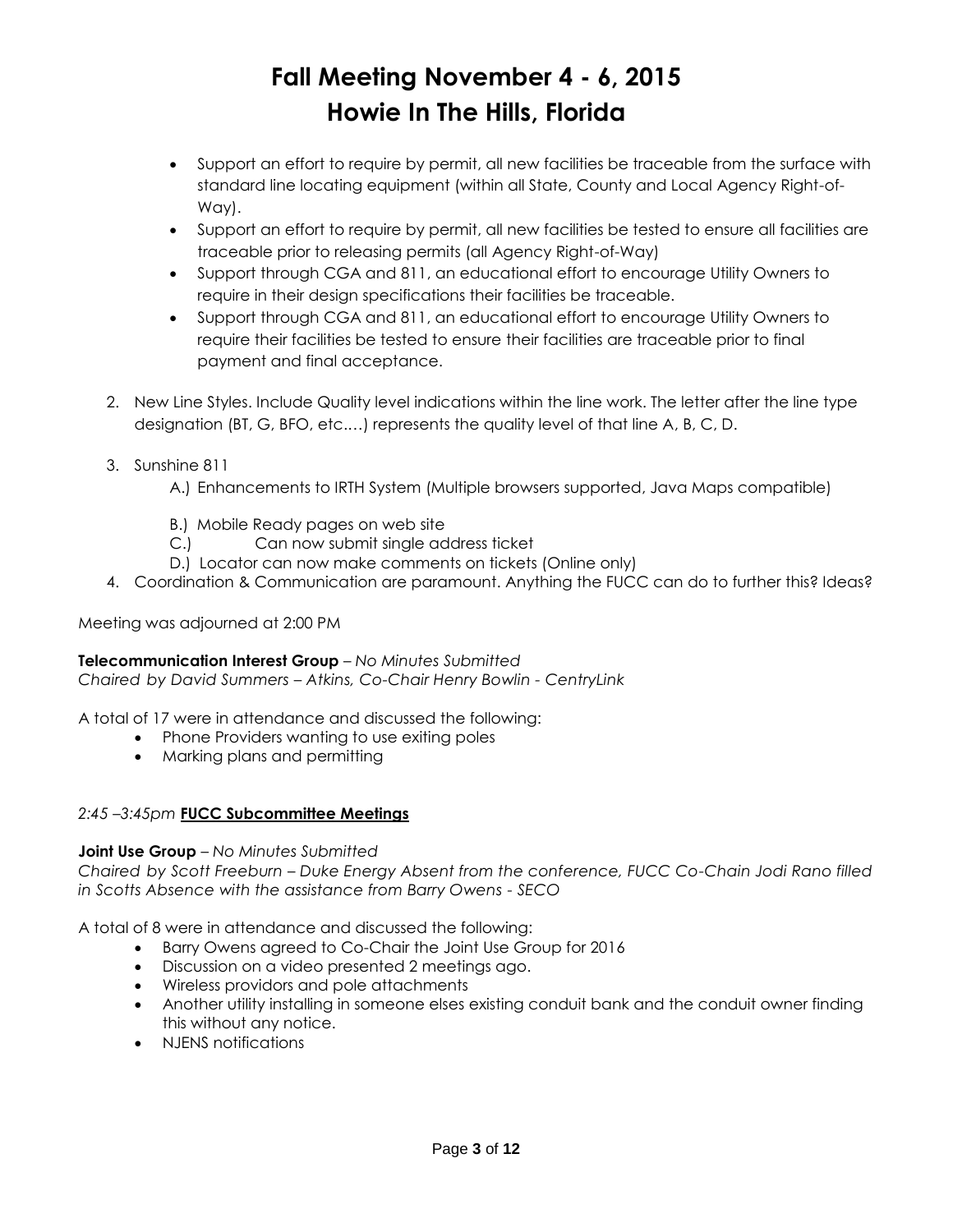- Support an effort to require by permit, all new facilities be traceable from the surface with standard line locating equipment (within all State, County and Local Agency Right-of-Way).
- Support an effort to require by permit, all new facilities be tested to ensure all facilities are traceable prior to releasing permits (all Agency Right-of-Way)
- Support through CGA and 811, an educational effort to encourage Utility Owners to require in their design specifications their facilities be traceable.
- Support through CGA and 811, an educational effort to encourage Utility Owners to require their facilities be tested to ensure their facilities are traceable prior to final payment and final acceptance.

2. New Line Styles. Include Quality level indications within the line work. The letter after the line type designation (BT, G, BFO, etc.…) represents the quality level of that line A, B, C, D.

3. Sunshine 811
   A.) Enhancements to IRTH System (Multiple browsers supported, Java Maps compatible)
   B.) Mobile Ready pages on web site
   C.) Can now submit single address ticket
   D.) Locator can now make comments on tickets (Online only)

4. Coordination & Communication are paramount. Anything the FUCC can do to further this? Ideas?

Meeting was adjourned at 2:00 PM

**Telecommunication Interest Group** – *No Minutes Submitted*
*Chaired by David Summers – Atkins, Co-Chair Henry Bowlin - CentryLink*

A total of 17 were in attendance and discussed the following:

- Phone Providers wanting to use exiting poles
- Marking plans and permitting

*2:45 –3:45pm* **FUCC Subcommittee Meetings**

**Joint Use Group** – *No Minutes Submitted*
*Chaired by Scott Freeburn – Duke Energy Absent from the conference, FUCC Co-Chain Jodi Rano filled in Scotts Absence with the assistance from Barry Owens - SECO*

A total of 8 were in attendance and discussed the following:

- Barry Owens agreed to Co-Chair the Joint Use Group for 2016
- Discussion on a video presented 2 meetings ago.
- Wireless providors and pole attachments
- Another utility installing in someone elses existing conduit bank and the conduit owner finding this without any notice.
- NJENS notifications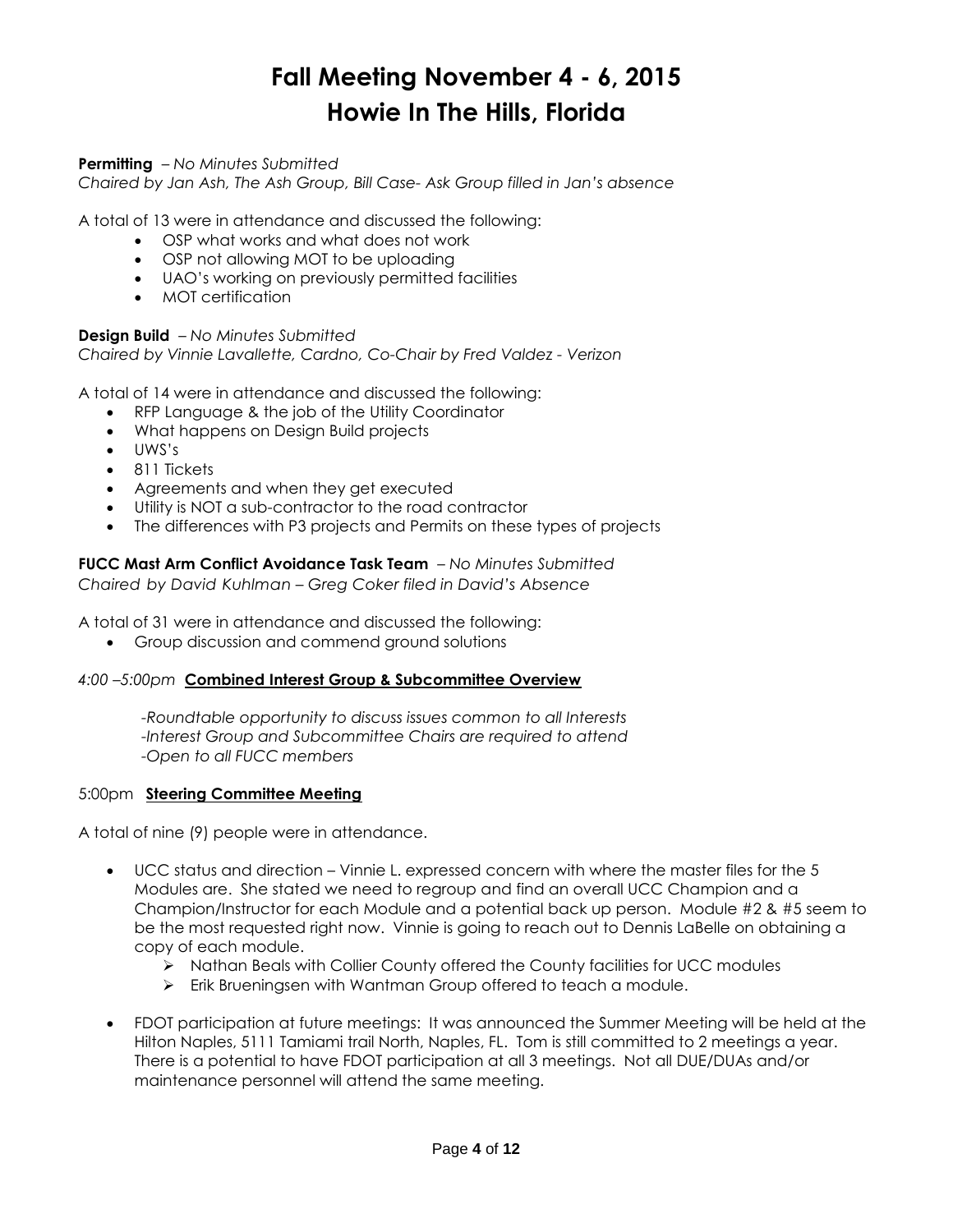# Fall Meeting November 4 - 6, 2015
# Howie In The Hills, Florida

**Permitting** – *No Minutes Submitted*
*Chaired by Jan Ash, The Ash Group, Bill Case- Ask Group filled in Jan's absence*

A total of 13 were in attendance and discussed the following:

- OSP what works and what does not work
- OSP not allowing MOT to be uploading
- UAO's working on previously permitted facilities
- MOT certification

**Design Build** – *No Minutes Submitted*
*Chaired by Vinnie Lavallette, Cardno, Co-Chair by Fred Valdez - Verizon*

A total of 14 were in attendance and discussed the following:

- RFP Language & the job of the Utility Coordinator
- What happens on Design Build projects
- UWS's
- 811 Tickets
- Agreements and when they get executed
- Utility is NOT a sub-contractor to the road contractor
- The differences with P3 projects and Permits on these types of projects

**FUCC Mast Arm Conflict Avoidance Task Team** – *No Minutes Submitted*
*Chaired by David Kuhlman – Greg Coker filed in David's Absence*

A total of 31 were in attendance and discussed the following:

- Group discussion and commend ground solutions

*4:00 –5:00pm* **Combined Interest Group & Subcommittee Overview**

*-Roundtable opportunity to discuss issues common to all Interests*
*-Interest Group and Subcommittee Chairs are required to attend*
*-Open to all FUCC members*

5:00pm **Steering Committee Meeting**

A total of nine (9) people were in attendance.

- UCC status and direction – Vinnie L. expressed concern with where the master files for the 5 Modules are. She stated we need to regroup and find an overall UCC Champion and a Champion/Instructor for each Module and a potential back up person. Module #2 & #5 seem to be the most requested right now. Vinnie is going to reach out to Dennis LaBelle on obtaining a copy of each module.
  - Nathan Beals with Collier County offered the County facilities for UCC modules
  - Erik Brueningsen with Wantman Group offered to teach a module.
- FDOT participation at future meetings: It was announced the Summer Meeting will be held at the Hilton Naples, 5111 Tamiami trail North, Naples, FL. Tom is still committed to 2 meetings a year. There is a potential to have FDOT participation at all 3 meetings. Not all DUE/DUAs and/or maintenance personnel will attend the same meeting.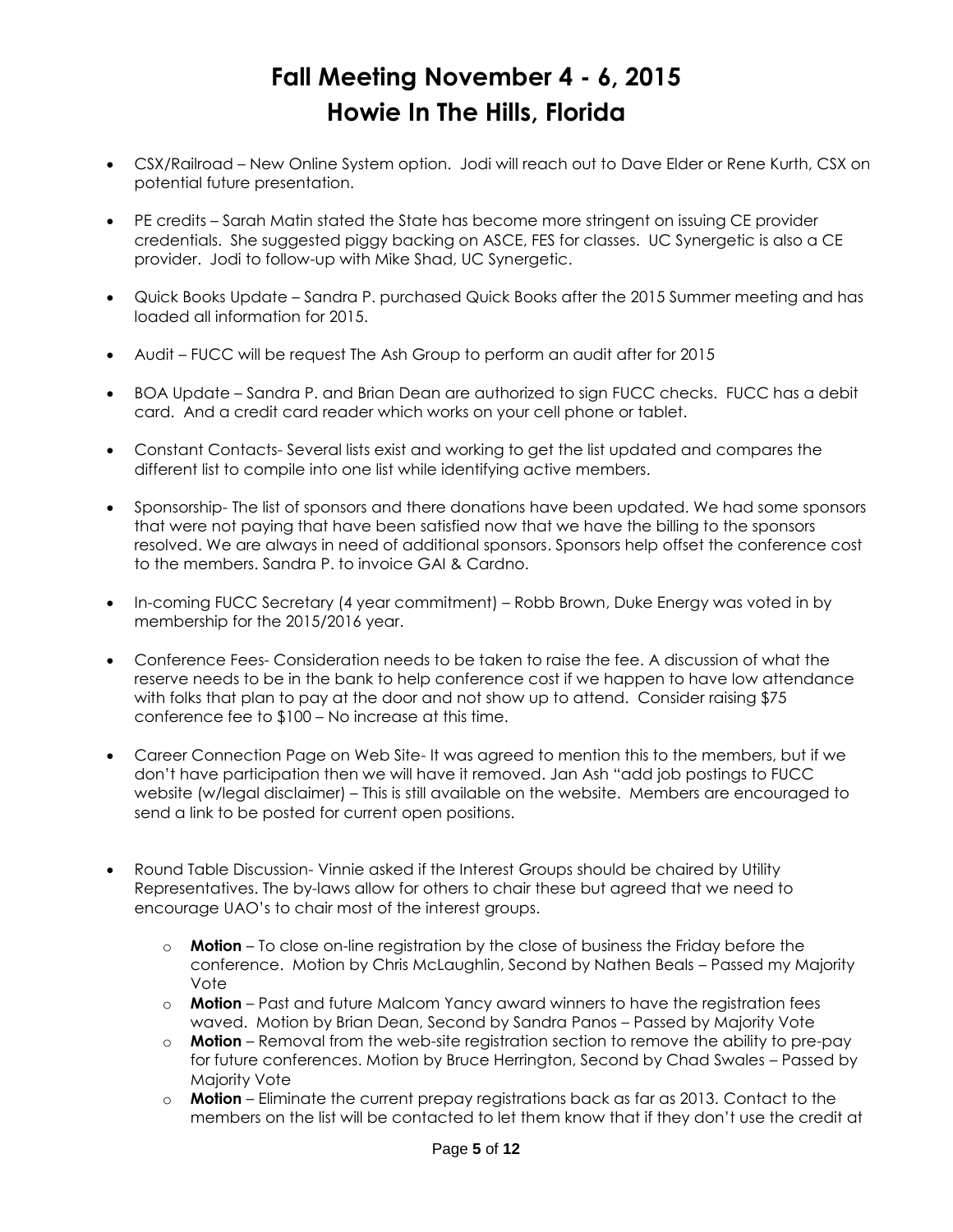# Fall Meeting November 4 - 6, 2015
# Howie In The Hills, Florida

- CSX/Railroad – New Online System option. Jodi will reach out to Dave Elder or Rene Kurth, CSX on potential future presentation.

- PE credits – Sarah Matin stated the State has become more stringent on issuing CE provider credentials. She suggested piggy backing on ASCE, FES for classes. UC Synergetic is also a CE provider. Jodi to follow-up with Mike Shad, UC Synergetic.

- Quick Books Update – Sandra P. purchased Quick Books after the 2015 Summer meeting and has loaded all information for 2015.

- Audit – FUCC will be request The Ash Group to perform an audit after for 2015

- BOA Update – Sandra P. and Brian Dean are authorized to sign FUCC checks. FUCC has a debit card. And a credit card reader which works on your cell phone or tablet.

- Constant Contacts- Several lists exist and working to get the list updated and compares the different list to compile into one list while identifying active members.

- Sponsorship- The list of sponsors and there donations have been updated. We had some sponsors that were not paying that have been satisfied now that we have the billing to the sponsors resolved. We are always in need of additional sponsors. Sponsors help offset the conference cost to the members. Sandra P. to invoice GAI & Cardno.

- In-coming FUCC Secretary (4 year commitment) – Robb Brown, Duke Energy was voted in by membership for the 2015/2016 year.

- Conference Fees- Consideration needs to be taken to raise the fee. A discussion of what the reserve needs to be in the bank to help conference cost if we happen to have low attendance with folks that plan to pay at the door and not show up to attend. Consider raising $75 conference fee to $100 – No increase at this time.

- Career Connection Page on Web Site- It was agreed to mention this to the members, but if we don't have participation then we will have it removed. Jan Ash "add job postings to FUCC website (w/legal disclaimer) – This is still available on the website. Members are encouraged to send a link to be posted for current open positions.

- Round Table Discussion- Vinnie asked if the Interest Groups should be chaired by Utility Representatives. The by-laws allow for others to chair these but agreed that we need to encourage UAO's to chair most of the interest groups.
    - **Motion** – To close on-line registration by the close of business the Friday before the conference. Motion by Chris McLaughlin, Second by Nathen Beals – Passed my Majority Vote
    - **Motion** – Past and future Malcom Yancy award winners to have the registration fees waved. Motion by Brian Dean, Second by Sandra Panos – Passed by Majority Vote
    - **Motion** – Removal from the web-site registration section to remove the ability to pre-pay for future conferences. Motion by Bruce Herrington, Second by Chad Swales – Passed by Majority Vote
    - **Motion** – Eliminate the current prepay registrations back as far as 2013. Contact to the members on the list will be contacted to let them know that if they don't use the credit at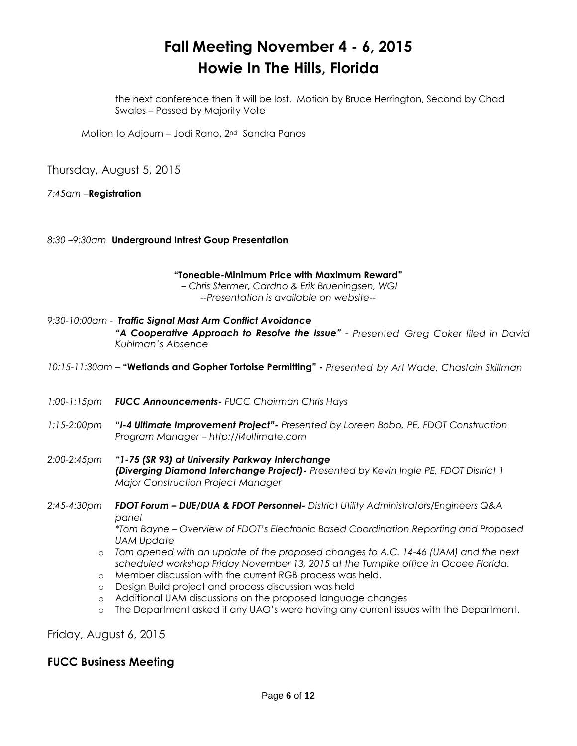the next conference then it will be lost. Motion by Bruce Herrington, Second by Chad Swales – Passed by Majority Vote

Motion to Adjourn – Jodi Rano, 2nd Sandra Panos

Thursday, August 5, 2015

*7:45am* –**Registration**

*8:30 –9:30am* **Underground Intrest Goup Presentation**

**"Toneable-Minimum Price with Maximum Reward"**
*– Chris Stermer, Cardno & Erik Brueningsen, WGI*
*--Presentation is available on website--*

*9:30-10:00am -* ***Traffic Signal Mast Arm Conflict Avoidance***
***"A Cooperative Approach to Resolve the Issue"*** *- Presented Greg Coker filed in David Kuhlman's Absence*

*10:15-11:30am –* **"Wetlands and Gopher Tortoise Permitting" -** *Presented by Art Wade, Chastain Skillman*

*1:00-1:15pm* ***FUCC Announcements-*** *FUCC Chairman Chris Hays*

*1:15-2:00pm* *"**I-4 Ultimate Improvement Project"-** Presented by Loreen Bobo, PE, FDOT Construction Program Manager – http://i4ultimate.com*

*2:00-2:45pm* ***"1-75 (SR 93) at University Parkway Interchange (Diverging Diamond Interchange Project)-*** *Presented by Kevin Ingle PE, FDOT District 1 Major Construction Project Manager*

*2:45-4:30pm* ***FDOT Forum – DUE/DUA & FDOT Personnel-*** *District Utility Administrators/Engineers Q&A panel*
*\*Tom Bayne – Overview of FDOT's Electronic Based Coordination Reporting and Proposed UAM Update*

- *Tom opened with an update of the proposed changes to A.C. 14-46 (UAM) and the next scheduled workshop Friday November 13, 2015 at the Turnpike office in Ocoee Florida.*
- Member discussion with the current RGB process was held.
- Design Build project and process discussion was held
- Additional UAM discussions on the proposed language changes
- The Department asked if any UAO's were having any current issues with the Department.

Friday, August 6, 2015

## FUCC Business Meeting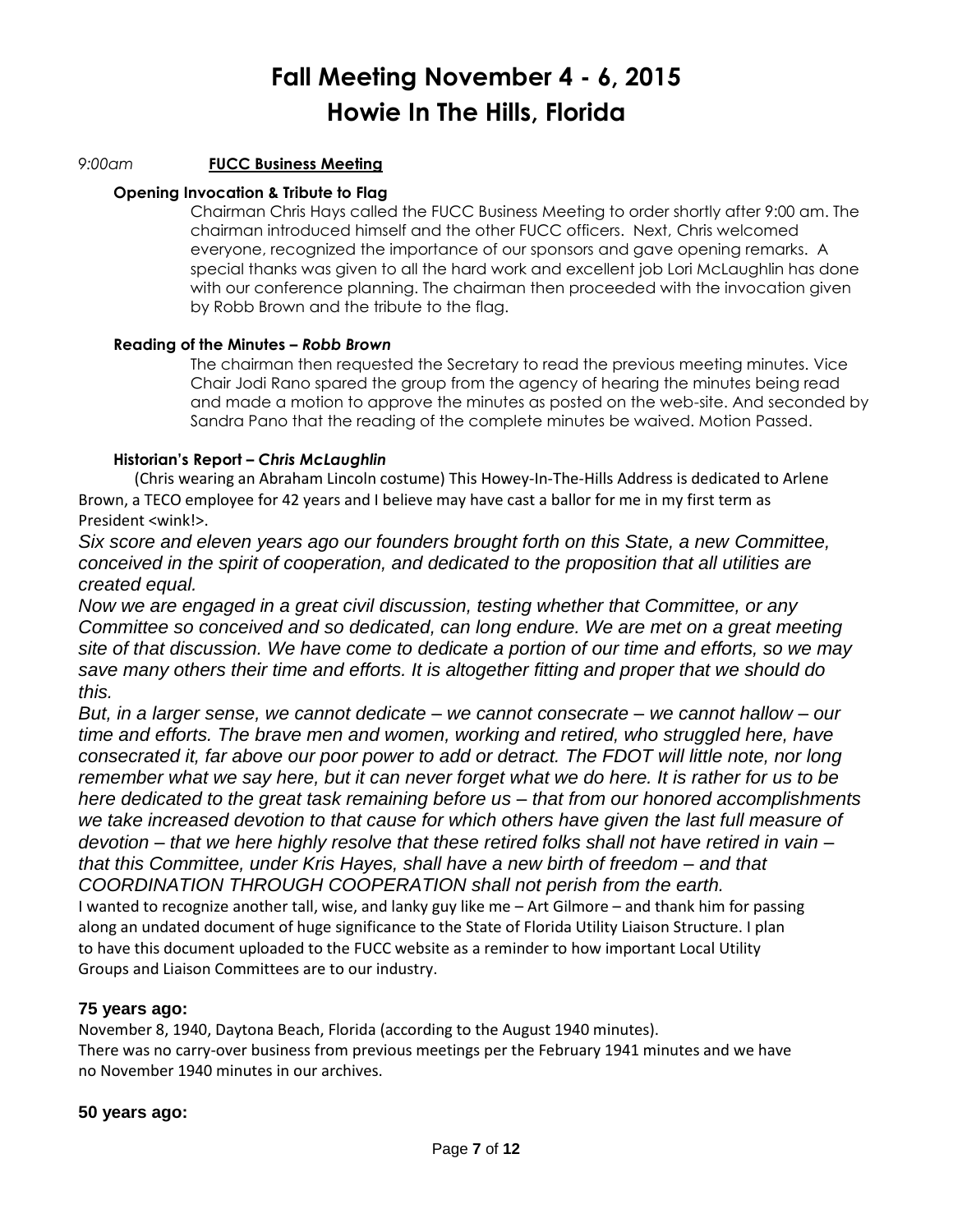# Fall Meeting November 4 - 6, 2015
# Howie In The Hills, Florida

*9:00am* **FUCC Business Meeting**

### Opening Invocation & Tribute to Flag

Chairman Chris Hays called the FUCC Business Meeting to order shortly after 9:00 am. The chairman introduced himself and the other FUCC officers. Next, Chris welcomed everyone, recognized the importance of our sponsors and gave opening remarks. A special thanks was given to all the hard work and excellent job Lori McLaughlin has done with our conference planning. The chairman then proceeded with the invocation given by Robb Brown and the tribute to the flag.

### Reading of the Minutes – *Robb Brown*

The chairman then requested the Secretary to read the previous meeting minutes. Vice Chair Jodi Rano spared the group from the agency of hearing the minutes being read and made a motion to approve the minutes as posted on the web-site. And seconded by Sandra Pano that the reading of the complete minutes be waived. Motion Passed.

### Historian's Report – *Chris McLaughlin*

(Chris wearing an Abraham Lincoln costume) This Howey-In-The-Hills Address is dedicated to Arlene Brown, a TECO employee for 42 years and I believe may have cast a ballor for me in my first term as President <wink!>.

*Six score and eleven years ago our founders brought forth on this State, a new Committee, conceived in the spirit of cooperation, and dedicated to the proposition that all utilities are created equal.*

*Now we are engaged in a great civil discussion, testing whether that Committee, or any Committee so conceived and so dedicated, can long endure. We are met on a great meeting site of that discussion. We have come to dedicate a portion of our time and efforts, so we may save many others their time and efforts. It is altogether fitting and proper that we should do this.*

*But, in a larger sense, we cannot dedicate – we cannot consecrate – we cannot hallow – our time and efforts. The brave men and women, working and retired, who struggled here, have consecrated it, far above our poor power to add or detract. The FDOT will little note, nor long remember what we say here, but it can never forget what we do here. It is rather for us to be here dedicated to the great task remaining before us – that from our honored accomplishments we take increased devotion to that cause for which others have given the last full measure of devotion – that we here highly resolve that these retired folks shall not have retired in vain – that this Committee, under Kris Hayes, shall have a new birth of freedom – and that COORDINATION THROUGH COOPERATION shall not perish from the earth.*

I wanted to recognize another tall, wise, and lanky guy like me – Art Gilmore – and thank him for passing along an undated document of huge significance to the State of Florida Utility Liaison Structure. I plan to have this document uploaded to the FUCC website as a reminder to how important Local Utility Groups and Liaison Committees are to our industry.

**75 years ago:**

November 8, 1940, Daytona Beach, Florida (according to the August 1940 minutes).
There was no carry-over business from previous meetings per the February 1941 minutes and we have no November 1940 minutes in our archives.

**50 years ago:**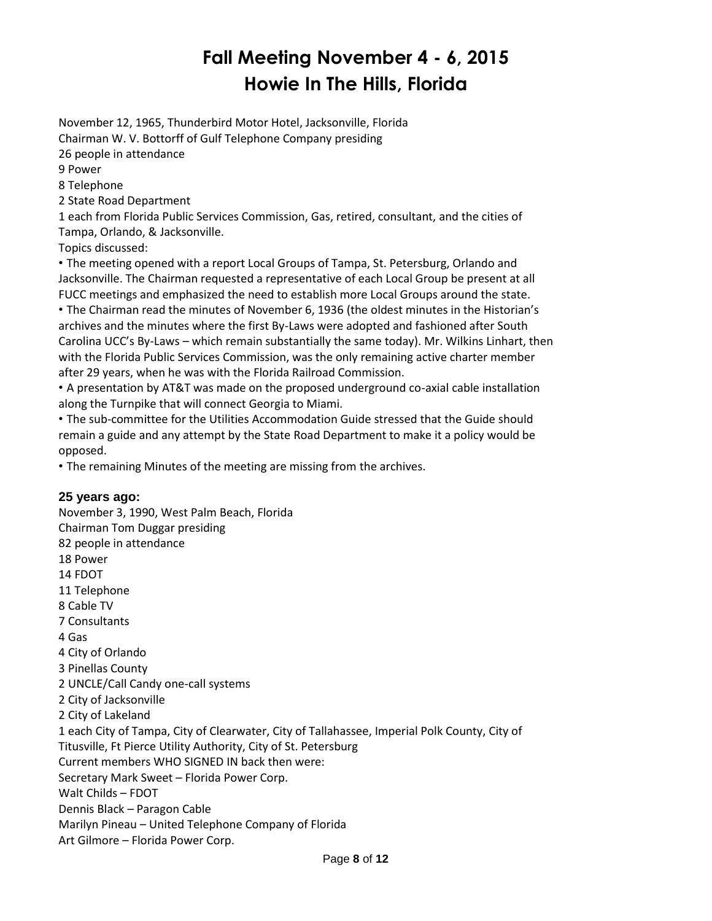# Fall Meeting November 4 - 6, 2015
# Howie In The Hills, Florida

November 12, 1965, Thunderbird Motor Hotel, Jacksonville, Florida
Chairman W. V. Bottorff of Gulf Telephone Company presiding
26 people in attendance
9 Power
8 Telephone
2 State Road Department
1 each from Florida Public Services Commission, Gas, retired, consultant, and the cities of Tampa, Orlando, & Jacksonville.
Topics discussed:

- The meeting opened with a report Local Groups of Tampa, St. Petersburg, Orlando and Jacksonville. The Chairman requested a representative of each Local Group be present at all FUCC meetings and emphasized the need to establish more Local Groups around the state.
- The Chairman read the minutes of November 6, 1936 (the oldest minutes in the Historian's archives and the minutes where the first By-Laws were adopted and fashioned after South Carolina UCC's By-Laws – which remain substantially the same today). Mr. Wilkins Linhart, then with the Florida Public Services Commission, was the only remaining active charter member after 29 years, when he was with the Florida Railroad Commission.
- A presentation by AT&T was made on the proposed underground co-axial cable installation along the Turnpike that will connect Georgia to Miami.
- The sub-committee for the Utilities Accommodation Guide stressed that the Guide should remain a guide and any attempt by the State Road Department to make it a policy would be opposed.
- The remaining Minutes of the meeting are missing from the archives.

### 25 years ago:

November 3, 1990, West Palm Beach, Florida
Chairman Tom Duggar presiding
82 people in attendance
18 Power
14 FDOT
11 Telephone
8 Cable TV
7 Consultants
4 Gas
4 City of Orlando
3 Pinellas County
2 UNCLE/Call Candy one-call systems
2 City of Jacksonville
2 City of Lakeland
1 each City of Tampa, City of Clearwater, City of Tallahassee, Imperial Polk County, City of Titusville, Ft Pierce Utility Authority, City of St. Petersburg
Current members WHO SIGNED IN back then were:
Secretary Mark Sweet – Florida Power Corp.
Walt Childs – FDOT
Dennis Black – Paragon Cable
Marilyn Pineau – United Telephone Company of Florida
Art Gilmore – Florida Power Corp.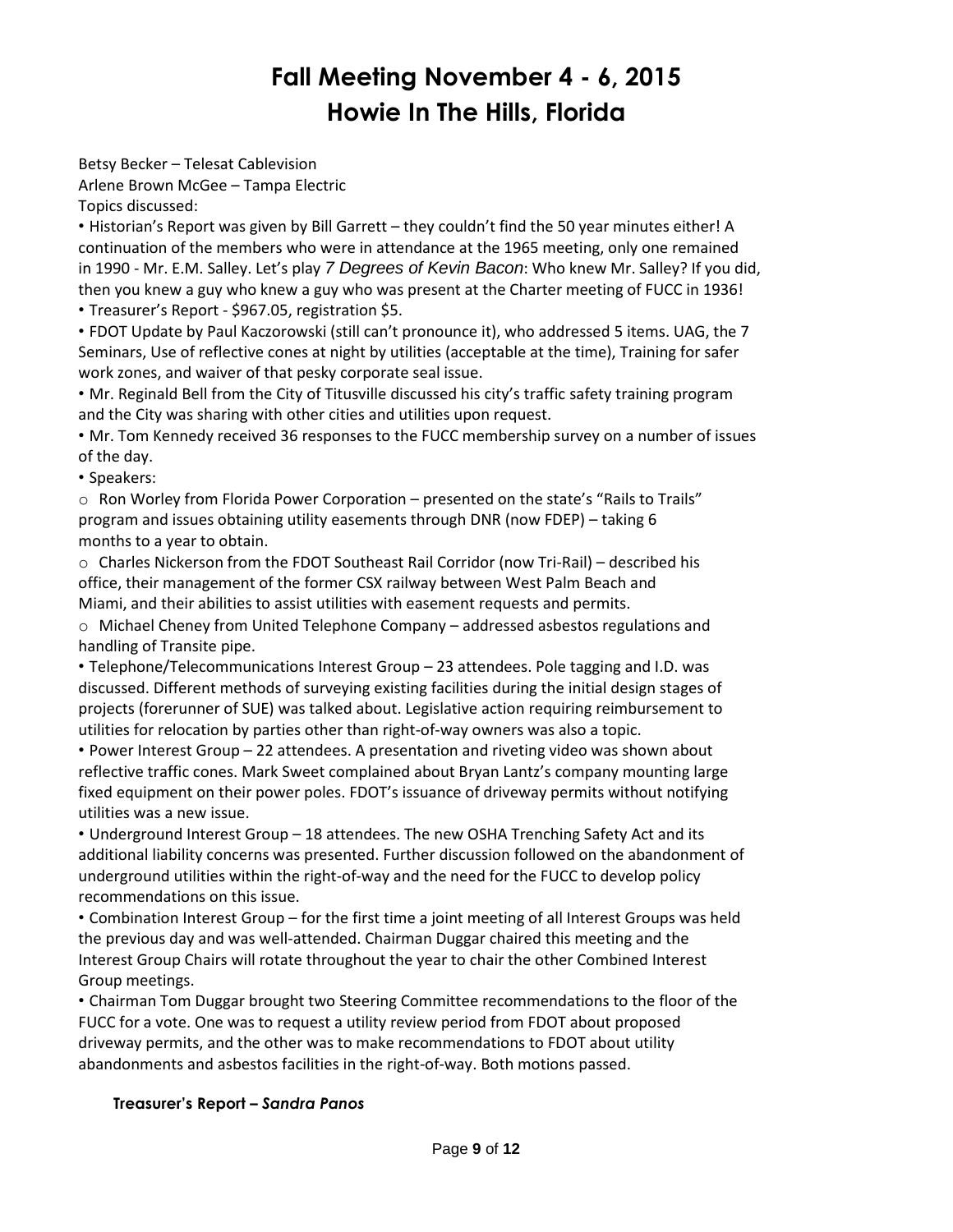# Fall Meeting November 4 - 6, 2015
# Howie In The Hills, Florida

Betsy Becker – Telesat Cablevision
Arlene Brown McGee – Tampa Electric
Topics discussed:

- Historian's Report was given by Bill Garrett – they couldn't find the 50 year minutes either! A continuation of the members who were in attendance at the 1965 meeting, only one remained in 1990 - Mr. E.M. Salley. Let's play *7 Degrees of Kevin Bacon*: Who knew Mr. Salley? If you did, then you knew a guy who knew a guy who was present at the Charter meeting of FUCC in 1936!
- Treasurer's Report - $967.05, registration $5.
- FDOT Update by Paul Kaczorowski (still can't pronounce it), who addressed 5 items. UAG, the 7 Seminars, Use of reflective cones at night by utilities (acceptable at the time), Training for safer work zones, and waiver of that pesky corporate seal issue.
- Mr. Reginald Bell from the City of Titusville discussed his city's traffic safety training program and the City was sharing with other cities and utilities upon request.
- Mr. Tom Kennedy received 36 responses to the FUCC membership survey on a number of issues of the day.
- Speakers:
  - Ron Worley from Florida Power Corporation – presented on the state's "Rails to Trails" program and issues obtaining utility easements through DNR (now FDEP) – taking 6 months to a year to obtain.
  - Charles Nickerson from the FDOT Southeast Rail Corridor (now Tri-Rail) – described his office, their management of the former CSX railway between West Palm Beach and Miami, and their abilities to assist utilities with easement requests and permits.
  - Michael Cheney from United Telephone Company – addressed asbestos regulations and handling of Transite pipe.
- Telephone/Telecommunications Interest Group – 23 attendees. Pole tagging and I.D. was discussed. Different methods of surveying existing facilities during the initial design stages of projects (forerunner of SUE) was talked about. Legislative action requiring reimbursement to utilities for relocation by parties other than right-of-way owners was also a topic.
- Power Interest Group – 22 attendees. A presentation and riveting video was shown about reflective traffic cones. Mark Sweet complained about Bryan Lantz's company mounting large fixed equipment on their power poles. FDOT's issuance of driveway permits without notifying utilities was a new issue.
- Underground Interest Group – 18 attendees. The new OSHA Trenching Safety Act and its additional liability concerns was presented. Further discussion followed on the abandonment of underground utilities within the right-of-way and the need for the FUCC to develop policy recommendations on this issue.
- Combination Interest Group – for the first time a joint meeting of all Interest Groups was held the previous day and was well-attended. Chairman Duggar chaired this meeting and the Interest Group Chairs will rotate throughout the year to chair the other Combined Interest Group meetings.
- Chairman Tom Duggar brought two Steering Committee recommendations to the floor of the FUCC for a vote. One was to request a utility review period from FDOT about proposed driveway permits, and the other was to make recommendations to FDOT about utility abandonments and asbestos facilities in the right-of-way. Both motions passed.

**Treasurer's Report – *Sandra Panos***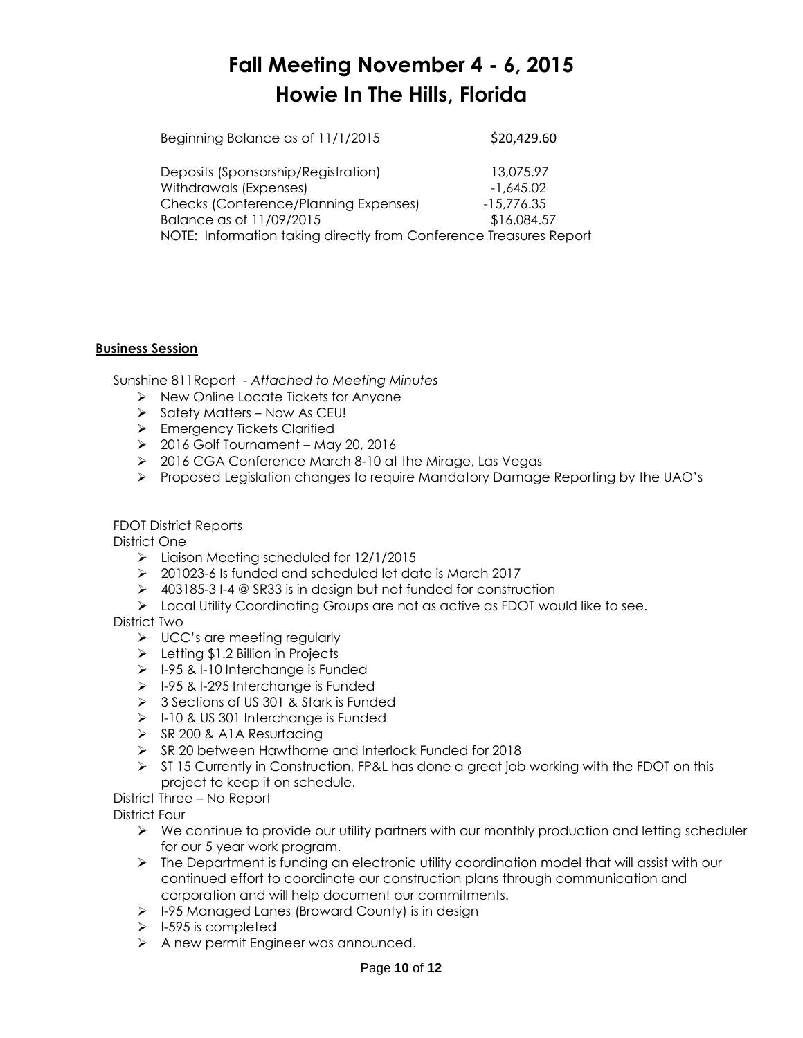# Fall Meeting November 4 - 6, 2015
# Howie In The Hills, Florida

| | |
|---|---|
| Beginning Balance as of 11/1/2015 | $20,429.60 |
| Deposits (Sponsorship/Registration) | 13,075.97 |
| Withdrawals (Expenses) | -1,645.02 |
| Checks (Conference/Planning Expenses) | -15,776.35 |
| Balance as of 11/09/2015 | $16,084.57 |

NOTE: Information taking directly from Conference Treasures Report

**Business Session**

Sunshine 811Report - *Attached to Meeting Minutes*

- New Online Locate Tickets for Anyone
- Safety Matters – Now As CEU!
- Emergency Tickets Clarified
- 2016 Golf Tournament – May 20, 2016
- 2016 CGA Conference March 8-10 at the Mirage, Las Vegas
- Proposed Legislation changes to require Mandatory Damage Reporting by the UAO's

FDOT District Reports

District One

- Liaison Meeting scheduled for 12/1/2015
- 201023-6 Is funded and scheduled let date is March 2017
- 403185-3 I-4 @ SR33 is in design but not funded for construction
- Local Utility Coordinating Groups are not as active as FDOT would like to see.

District Two

- UCC's are meeting regularly
- Letting $1.2 Billion in Projects
- I-95 & I-10 Interchange is Funded
- I-95 & I-295 Interchange is Funded
- 3 Sections of US 301 & Stark is Funded
- I-10 & US 301 Interchange is Funded
- SR 200 & A1A Resurfacing
- SR 20 between Hawthorne and Interlock Funded for 2018
- ST 15 Currently in Construction, FP&L has done a great job working with the FDOT on this project to keep it on schedule.

District Three – No Report

District Four

- We continue to provide our utility partners with our monthly production and letting scheduler for our 5 year work program.
- The Department is funding an electronic utility coordination model that will assist with our continued effort to coordinate our construction plans through communication and corporation and will help document our commitments.
- I-95 Managed Lanes (Broward County) is in design
- I-595 is completed
- A new permit Engineer was announced.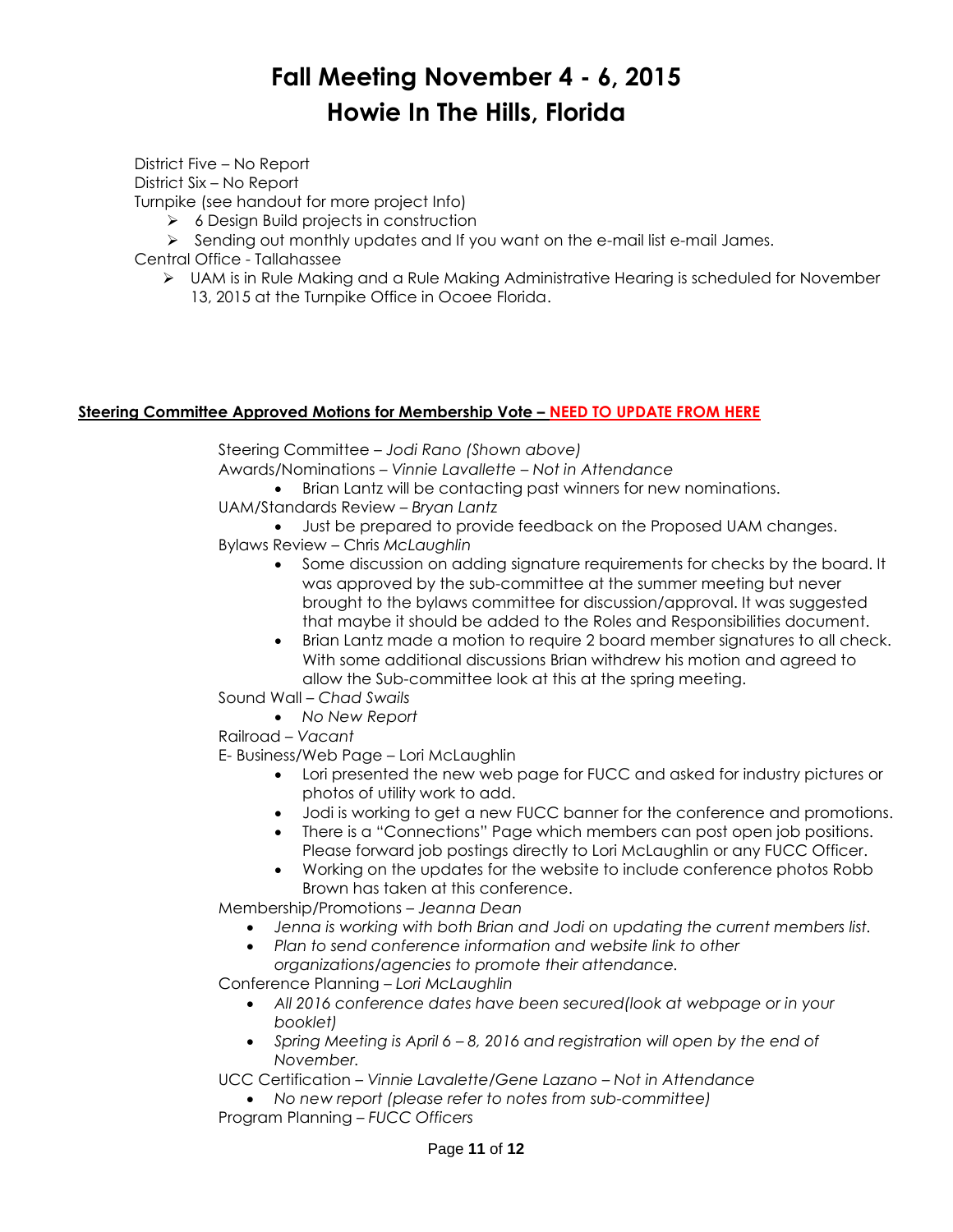# Fall Meeting November 4 - 6, 2015
# Howie In The Hills, Florida

District Five – No Report

District Six – No Report

Turnpike (see handout for more project Info)

- 6 Design Build projects in construction
- Sending out monthly updates and If you want on the e-mail list e-mail James.

Central Office - Tallahassee

- UAM is in Rule Making and a Rule Making Administrative Hearing is scheduled for November 13, 2015 at the Turnpike Office in Ocoee Florida.

**Steering Committee Approved Motions for Membership Vote – NEED TO UPDATE FROM HERE**

Steering Committee – *Jodi Rano (Shown above)*

Awards/Nominations – *Vinnie Lavallette – Not in Attendance*

- Brian Lantz will be contacting past winners for new nominations.

UAM/Standards Review – *Bryan Lantz*

- Just be prepared to provide feedback on the Proposed UAM changes.

Bylaws Review – Chris *McLaughlin*

- Some discussion on adding signature requirements for checks by the board. It was approved by the sub-committee at the summer meeting but never brought to the bylaws committee for discussion/approval. It was suggested that maybe it should be added to the Roles and Responsibilities document.
- Brian Lantz made a motion to require 2 board member signatures to all check. With some additional discussions Brian withdrew his motion and agreed to allow the Sub-committee look at this at the spring meeting.

Sound Wall – *Chad Swails*

- *No New Report*

Railroad – *Vacant*

E- Business/Web Page – Lori McLaughlin

- Lori presented the new web page for FUCC and asked for industry pictures or photos of utility work to add.
- Jodi is working to get a new FUCC banner for the conference and promotions.
- There is a "Connections" Page which members can post open job positions. Please forward job postings directly to Lori McLaughlin or any FUCC Officer.
- Working on the updates for the website to include conference photos Robb Brown has taken at this conference.

Membership/Promotions – *Jeanna Dean*

- *Jenna is working with both Brian and Jodi on updating the current members list.*
- *Plan to send conference information and website link to other organizations/agencies to promote their attendance.*

Conference Planning – *Lori McLaughlin*

- *All 2016 conference dates have been secured(look at webpage or in your booklet)*
- *Spring Meeting is April 6 – 8, 2016 and registration will open by the end of November.*

UCC Certification – *Vinnie Lavalette/Gene Lazano – Not in Attendance*

- *No new report (please refer to notes from sub-committee)*

Program Planning – *FUCC Officers*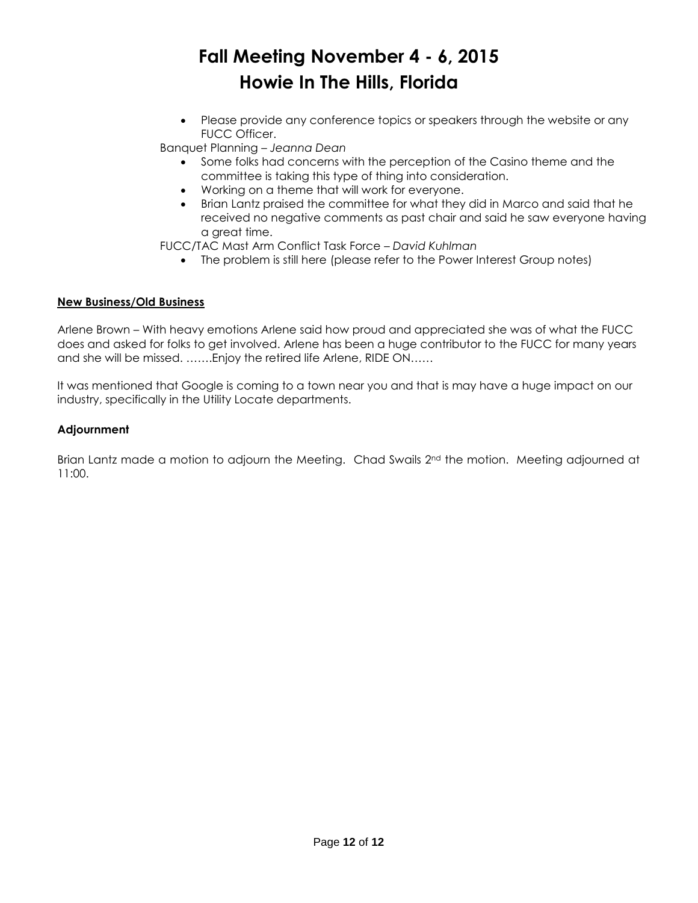- Please provide any conference topics or speakers through the website or any FUCC Officer.

Banquet Planning – *Jeanna Dean*

- Some folks had concerns with the perception of the Casino theme and the committee is taking this type of thing into consideration.
- Working on a theme that will work for everyone.
- Brian Lantz praised the committee for what they did in Marco and said that he received no negative comments as past chair and said he saw everyone having a great time.

FUCC/TAC Mast Arm Conflict Task Force – *David Kuhlman*

- The problem is still here (please refer to the Power Interest Group notes)

**New Business/Old Business**

Arlene Brown – With heavy emotions Arlene said how proud and appreciated she was of what the FUCC does and asked for folks to get involved. Arlene has been a huge contributor to the FUCC for many years and she will be missed. …….Enjoy the retired life Arlene, RIDE ON……

It was mentioned that Google is coming to a town near you and that is may have a huge impact on our industry, specifically in the Utility Locate departments.

**Adjournment**

Brian Lantz made a motion to adjourn the Meeting. Chad Swails 2nd the motion. Meeting adjourned at 11:00.